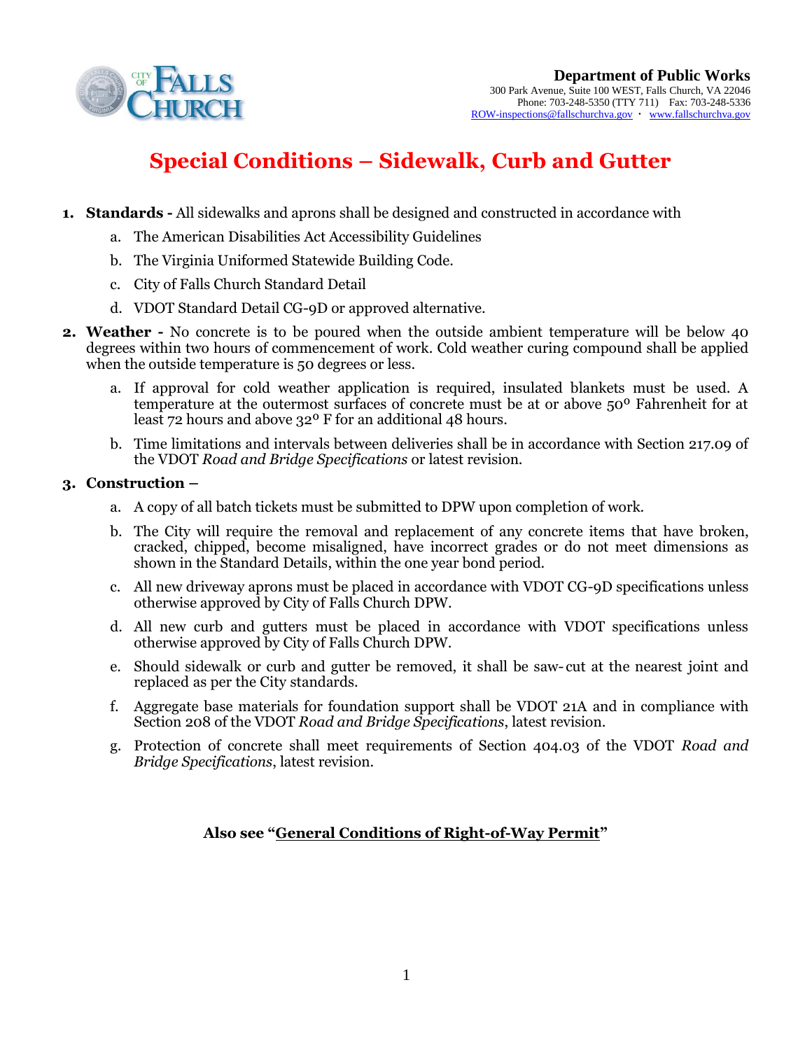**Department of Public Works**
300 Park Avenue, Suite 100 WEST, Falls Church, VA 22046
Phone: 703-248-5350 (TTY 711) Fax: 703-248-5336
ROW-inspections@fallschurchva.gov · www.fallschurchva.gov

# Special Conditions – Sidewalk, Curb and Gutter

1. **Standards -** All sidewalks and aprons shall be designed and constructed in accordance with
   a. The American Disabilities Act Accessibility Guidelines
   b. The Virginia Uniformed Statewide Building Code.
   c. City of Falls Church Standard Detail
   d. VDOT Standard Detail CG-9D or approved alternative.

2. **Weather -** No concrete is to be poured when the outside ambient temperature will be below 40 degrees within two hours of commencement of work. Cold weather curing compound shall be applied when the outside temperature is 50 degrees or less.
   a. If approval for cold weather application is required, insulated blankets must be used. A temperature at the outermost surfaces of concrete must be at or above 50° Fahrenheit for at least 72 hours and above 32° F for an additional 48 hours.
   b. Time limitations and intervals between deliveries shall be in accordance with Section 217.09 of the VDOT *Road and Bridge Specifications* or latest revision.

3. **Construction –**
   a. A copy of all batch tickets must be submitted to DPW upon completion of work.
   b. The City will require the removal and replacement of any concrete items that have broken, cracked, chipped, become misaligned, have incorrect grades or do not meet dimensions as shown in the Standard Details, within the one year bond period.
   c. All new driveway aprons must be placed in accordance with VDOT CG-9D specifications unless otherwise approved by City of Falls Church DPW.
   d. All new curb and gutters must be placed in accordance with VDOT specifications unless otherwise approved by City of Falls Church DPW.
   e. Should sidewalk or curb and gutter be removed, it shall be saw-cut at the nearest joint and replaced as per the City standards.
   f. Aggregate base materials for foundation support shall be VDOT 21A and in compliance with Section 208 of the VDOT *Road and Bridge Specifications*, latest revision.
   g. Protection of concrete shall meet requirements of Section 404.03 of the VDOT *Road and Bridge Specifications*, latest revision.

**Also see "General Conditions of Right-of-Way Permit"**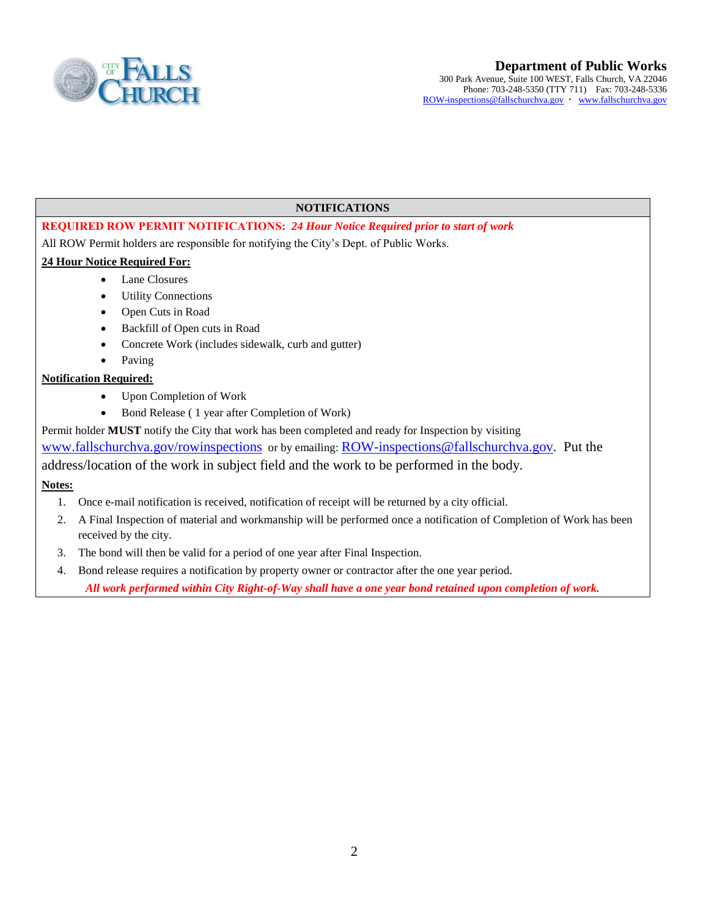**Department of Public Works**
300 Park Avenue, Suite 100 WEST, Falls Church, VA 22046
Phone: 703-248-5350 (TTY 711) Fax: 703-248-5336
ROW-inspections@fallschurchva.gov · www.fallschurchva.gov

## NOTIFICATIONS

**REQUIRED ROW PERMIT NOTIFICATIONS:** ***24 Hour Notice Required prior to start of work***

All ROW Permit holders are responsible for notifying the City's Dept. of Public Works.

**24 Hour Notice Required For:**

- Lane Closures
- Utility Connections
- Open Cuts in Road
- Backfill of Open cuts in Road
- Concrete Work (includes sidewalk, curb and gutter)
- Paving

**Notification Required:**

- Upon Completion of Work
- Bond Release ( 1 year after Completion of Work)

Permit holder **MUST** notify the City that work has been completed and ready for Inspection by visiting www.fallschurchva.gov/rowinspections or by emailing: ROW-inspections@fallschurchva.gov. Put the address/location of the work in subject field and the work to be performed in the body.

**Notes:**

1. Once e-mail notification is received, notification of receipt will be returned by a city official.
2. A Final Inspection of material and workmanship will be performed once a notification of Completion of Work has been received by the city.
3. The bond will then be valid for a period of one year after Final Inspection.
4. Bond release requires a notification by property owner or contractor after the one year period.

***All work performed within City Right-of-Way shall have a one year bond retained upon completion of work.***